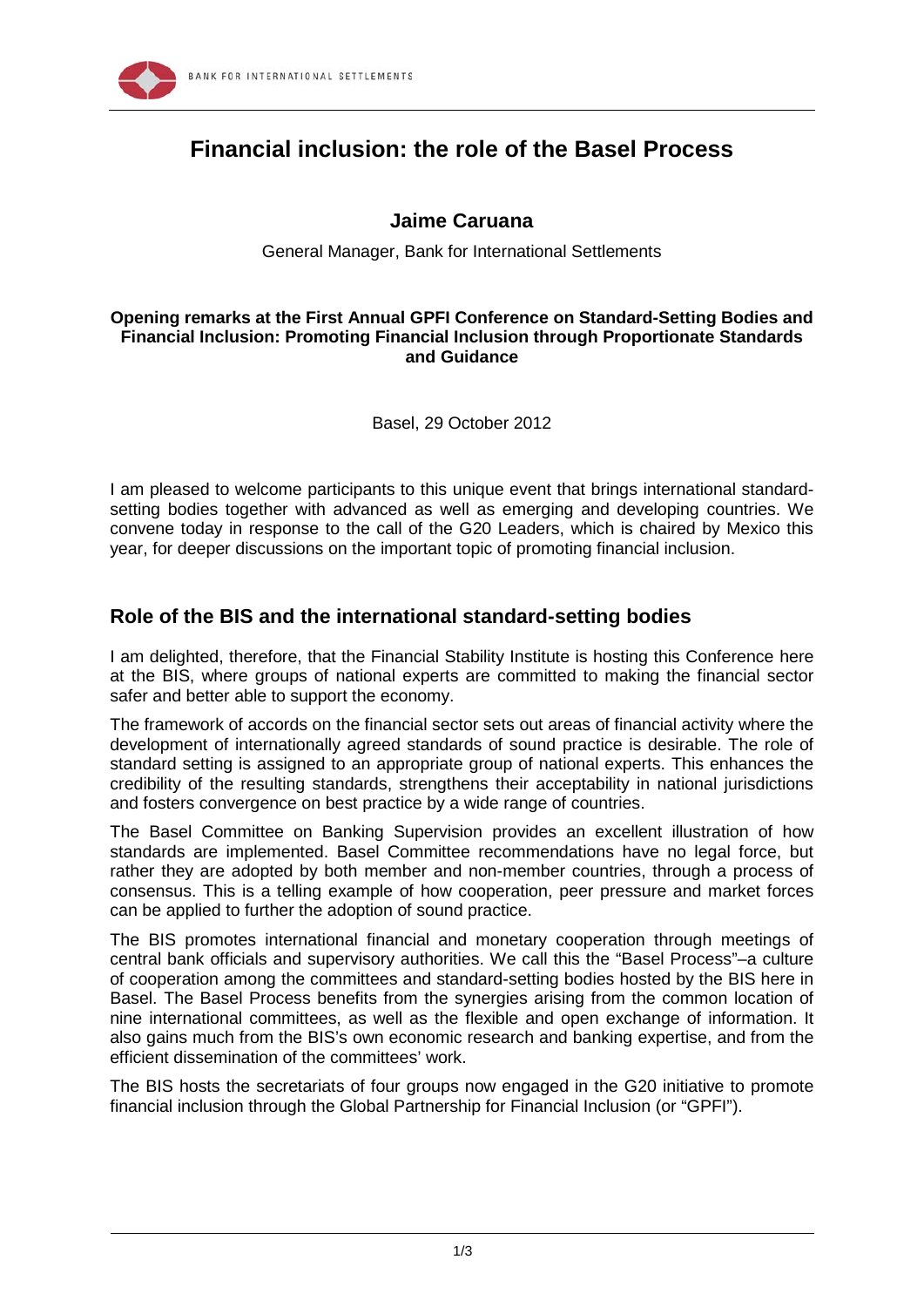# Financial inclusion: the role of the Basel Process

**Jaime Caruana**

General Manager, Bank for International Settlements

**Opening remarks at the First Annual GPFI Conference on Standard-Setting Bodies and Financial Inclusion: Promoting Financial Inclusion through Proportionate Standards and Guidance**

Basel, 29 October 2012

I am pleased to welcome participants to this unique event that brings international standard-setting bodies together with advanced as well as emerging and developing countries. We convene today in response to the call of the G20 Leaders, which is chaired by Mexico this year, for deeper discussions on the important topic of promoting financial inclusion.

## Role of the BIS and the international standard-setting bodies

I am delighted, therefore, that the Financial Stability Institute is hosting this Conference here at the BIS, where groups of national experts are committed to making the financial sector safer and better able to support the economy.

The framework of accords on the financial sector sets out areas of financial activity where the development of internationally agreed standards of sound practice is desirable. The role of standard setting is assigned to an appropriate group of national experts. This enhances the credibility of the resulting standards, strengthens their acceptability in national jurisdictions and fosters convergence on best practice by a wide range of countries.

The Basel Committee on Banking Supervision provides an excellent illustration of how standards are implemented. Basel Committee recommendations have no legal force, but rather they are adopted by both member and non-member countries, through a process of consensus. This is a telling example of how cooperation, peer pressure and market forces can be applied to further the adoption of sound practice.

The BIS promotes international financial and monetary cooperation through meetings of central bank officials and supervisory authorities. We call this the "Basel Process"–a culture of cooperation among the committees and standard-setting bodies hosted by the BIS here in Basel. The Basel Process benefits from the synergies arising from the common location of nine international committees, as well as the flexible and open exchange of information. It also gains much from the BIS's own economic research and banking expertise, and from the efficient dissemination of the committees' work.

The BIS hosts the secretariats of four groups now engaged in the G20 initiative to promote financial inclusion through the Global Partnership for Financial Inclusion (or "GPFI").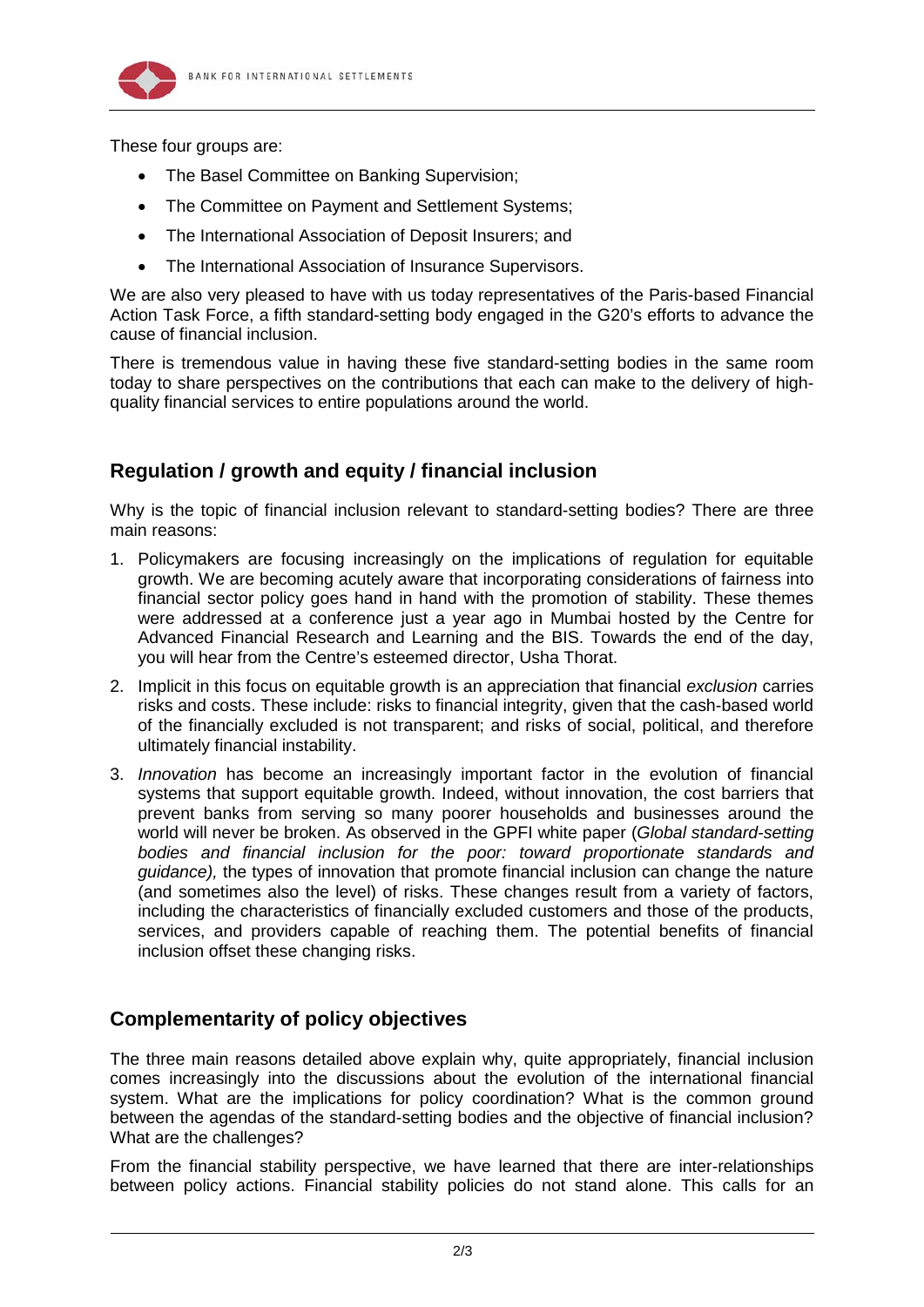These four groups are:

- The Basel Committee on Banking Supervision;
- The Committee on Payment and Settlement Systems;
- The International Association of Deposit Insurers; and
- The International Association of Insurance Supervisors.

We are also very pleased to have with us today representatives of the Paris-based Financial Action Task Force, a fifth standard-setting body engaged in the G20's efforts to advance the cause of financial inclusion.

There is tremendous value in having these five standard-setting bodies in the same room today to share perspectives on the contributions that each can make to the delivery of high-quality financial services to entire populations around the world.

## Regulation / growth and equity / financial inclusion

Why is the topic of financial inclusion relevant to standard-setting bodies? There are three main reasons:

1. Policymakers are focusing increasingly on the implications of regulation for equitable growth. We are becoming acutely aware that incorporating considerations of fairness into financial sector policy goes hand in hand with the promotion of stability. These themes were addressed at a conference just a year ago in Mumbai hosted by the Centre for Advanced Financial Research and Learning and the BIS. Towards the end of the day, you will hear from the Centre's esteemed director, Usha Thorat.
2. Implicit in this focus on equitable growth is an appreciation that financial *exclusion* carries risks and costs. These include: risks to financial integrity, given that the cash-based world of the financially excluded is not transparent; and risks of social, political, and therefore ultimately financial instability.
3. *Innovation* has become an increasingly important factor in the evolution of financial systems that support equitable growth. Indeed, without innovation, the cost barriers that prevent banks from serving so many poorer households and businesses around the world will never be broken. As observed in the GPFI white paper (*Global standard-setting bodies and financial inclusion for the poor: toward proportionate standards and guidance),* the types of innovation that promote financial inclusion can change the nature (and sometimes also the level) of risks. These changes result from a variety of factors, including the characteristics of financially excluded customers and those of the products, services, and providers capable of reaching them. The potential benefits of financial inclusion offset these changing risks.

## Complementarity of policy objectives

The three main reasons detailed above explain why, quite appropriately, financial inclusion comes increasingly into the discussions about the evolution of the international financial system. What are the implications for policy coordination? What is the common ground between the agendas of the standard-setting bodies and the objective of financial inclusion? What are the challenges?

From the financial stability perspective, we have learned that there are inter-relationships between policy actions. Financial stability policies do not stand alone. This calls for an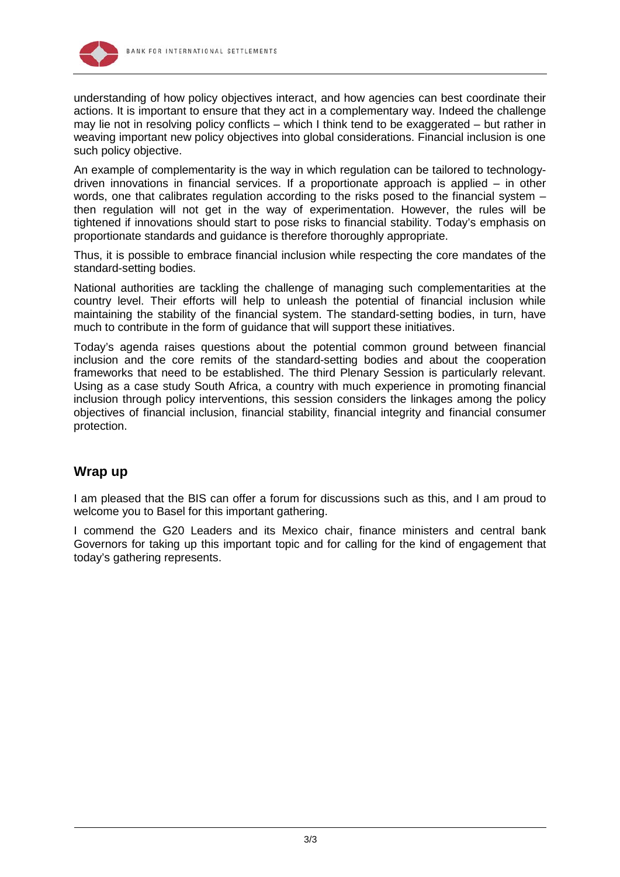understanding of how policy objectives interact, and how agencies can best coordinate their actions. It is important to ensure that they act in a complementary way. Indeed the challenge may lie not in resolving policy conflicts – which I think tend to be exaggerated – but rather in weaving important new policy objectives into global considerations. Financial inclusion is one such policy objective.

An example of complementarity is the way in which regulation can be tailored to technology-driven innovations in financial services. If a proportionate approach is applied – in other words, one that calibrates regulation according to the risks posed to the financial system – then regulation will not get in the way of experimentation. However, the rules will be tightened if innovations should start to pose risks to financial stability. Today's emphasis on proportionate standards and guidance is therefore thoroughly appropriate.

Thus, it is possible to embrace financial inclusion while respecting the core mandates of the standard-setting bodies.

National authorities are tackling the challenge of managing such complementarities at the country level. Their efforts will help to unleash the potential of financial inclusion while maintaining the stability of the financial system. The standard-setting bodies, in turn, have much to contribute in the form of guidance that will support these initiatives.

Today's agenda raises questions about the potential common ground between financial inclusion and the core remits of the standard-setting bodies and about the cooperation frameworks that need to be established. The third Plenary Session is particularly relevant. Using as a case study South Africa, a country with much experience in promoting financial inclusion through policy interventions, this session considers the linkages among the policy objectives of financial inclusion, financial stability, financial integrity and financial consumer protection.

## Wrap up

I am pleased that the BIS can offer a forum for discussions such as this, and I am proud to welcome you to Basel for this important gathering.

I commend the G20 Leaders and its Mexico chair, finance ministers and central bank Governors for taking up this important topic and for calling for the kind of engagement that today's gathering represents.